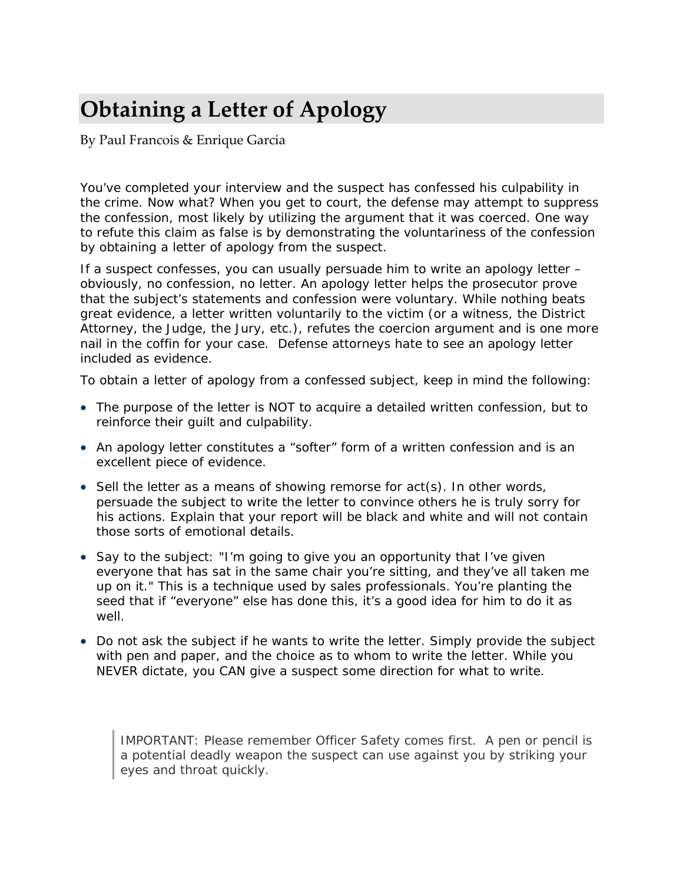# Obtaining a Letter of Apology

By Paul Francois & Enrique Garcia

You've completed your interview and the suspect has confessed his culpability in the crime. Now what? When you get to court, the defense may attempt to suppress the confession, most likely by utilizing the argument that it was coerced. One way to refute this claim as false is by demonstrating the voluntariness of the confession by obtaining a letter of apology from the suspect.

If a suspect confesses, you can usually persuade him to write an apology letter – obviously, no confession, no letter. An apology letter helps the prosecutor prove that the subject's statements and confession were voluntary. While nothing beats great evidence, a letter written voluntarily to the victim (or a witness, the District Attorney, the Judge, the Jury, etc.), refutes the coercion argument and is one more nail in the coffin for your case. Defense attorneys hate to see an apology letter included as evidence.

To obtain a letter of apology from a confessed subject, keep in mind the following:

- The purpose of the letter is NOT to acquire a detailed written confession, but to reinforce their guilt and culpability.
- An apology letter constitutes a "softer" form of a written confession and is an excellent piece of evidence.
- Sell the letter as a means of showing remorse for act(s). In other words, persuade the subject to write the letter to convince others he is truly sorry for his actions. Explain that your report will be black and white and will not contain those sorts of emotional details.
- Say to the subject: "I'm going to give you an opportunity that I've given everyone that has sat in the same chair you're sitting, and they've all taken me up on it." This is a technique used by sales professionals. You're planting the seed that if "everyone" else has done this, it's a good idea for him to do it as well.
- Do not ask the subject if he wants to write the letter. Simply provide the subject with pen and paper, and the choice as to whom to write the letter. While you NEVER dictate, you CAN give a suspect some direction for what to write.

> IMPORTANT: Please remember Officer Safety comes first. A pen or pencil is a potential deadly weapon the suspect can use against you by striking your eyes and throat quickly.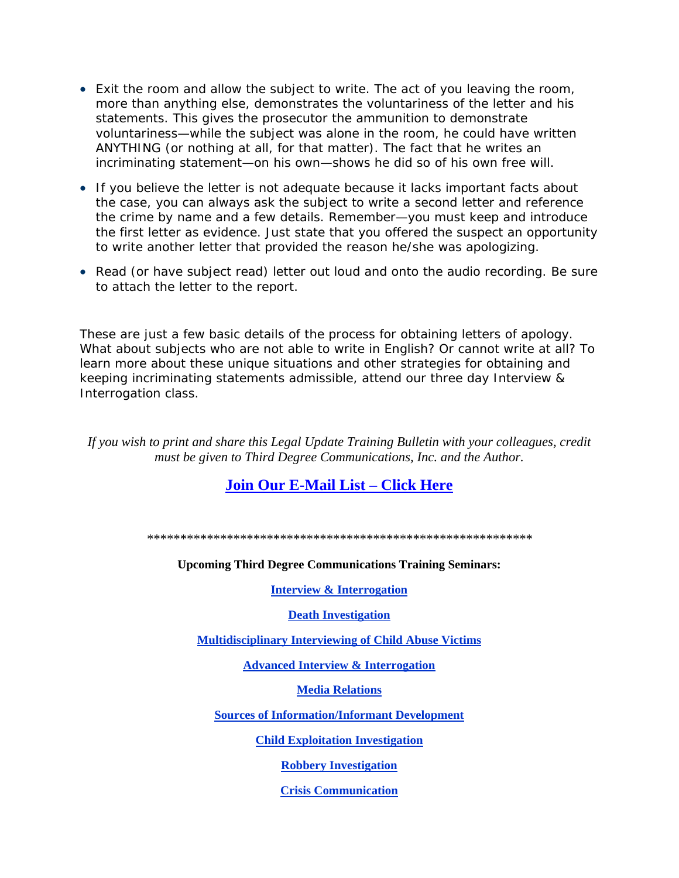- Exit the room and allow the subject to write. The act of you leaving the room, more than anything else, demonstrates the voluntariness of the letter and his statements. This gives the prosecutor the ammunition to demonstrate voluntariness—while the subject was alone in the room, he could have written ANYTHING (or nothing at all, for that matter). The fact that he writes an incriminating statement—on his own—shows he did so of his own free will.
- If you believe the letter is not adequate because it lacks important facts about the case, you can always ask the subject to write a second letter and reference the crime by name and a few details. Remember—you must keep and introduce the first letter as evidence. Just state that you offered the suspect an opportunity to write another letter that provided the reason he/she was apologizing.
- Read (or have subject read) letter out loud and onto the audio recording. Be sure to attach the letter to the report.

These are just a few basic details of the process for obtaining letters of apology. What about subjects who are not able to write in English? Or cannot write at all? To learn more about these unique situations and other strategies for obtaining and keeping incriminating statements admissible, attend our three day Interview & Interrogation class.

*If you wish to print and share this Legal Update Training Bulletin with your colleagues, credit must be given to Third Degree Communications, Inc. and the Author.*

**Join Our E-Mail List – Click Here**

************************************************************

**Upcoming Third Degree Communications Training Seminars:**

**Interview & Interrogation**

**Death Investigation**

**Multidisciplinary Interviewing of Child Abuse Victims**

**Advanced Interview & Interrogation**

**Media Relations**

**Sources of Information/Informant Development**

**Child Exploitation Investigation**

**Robbery Investigation**

**Crisis Communication**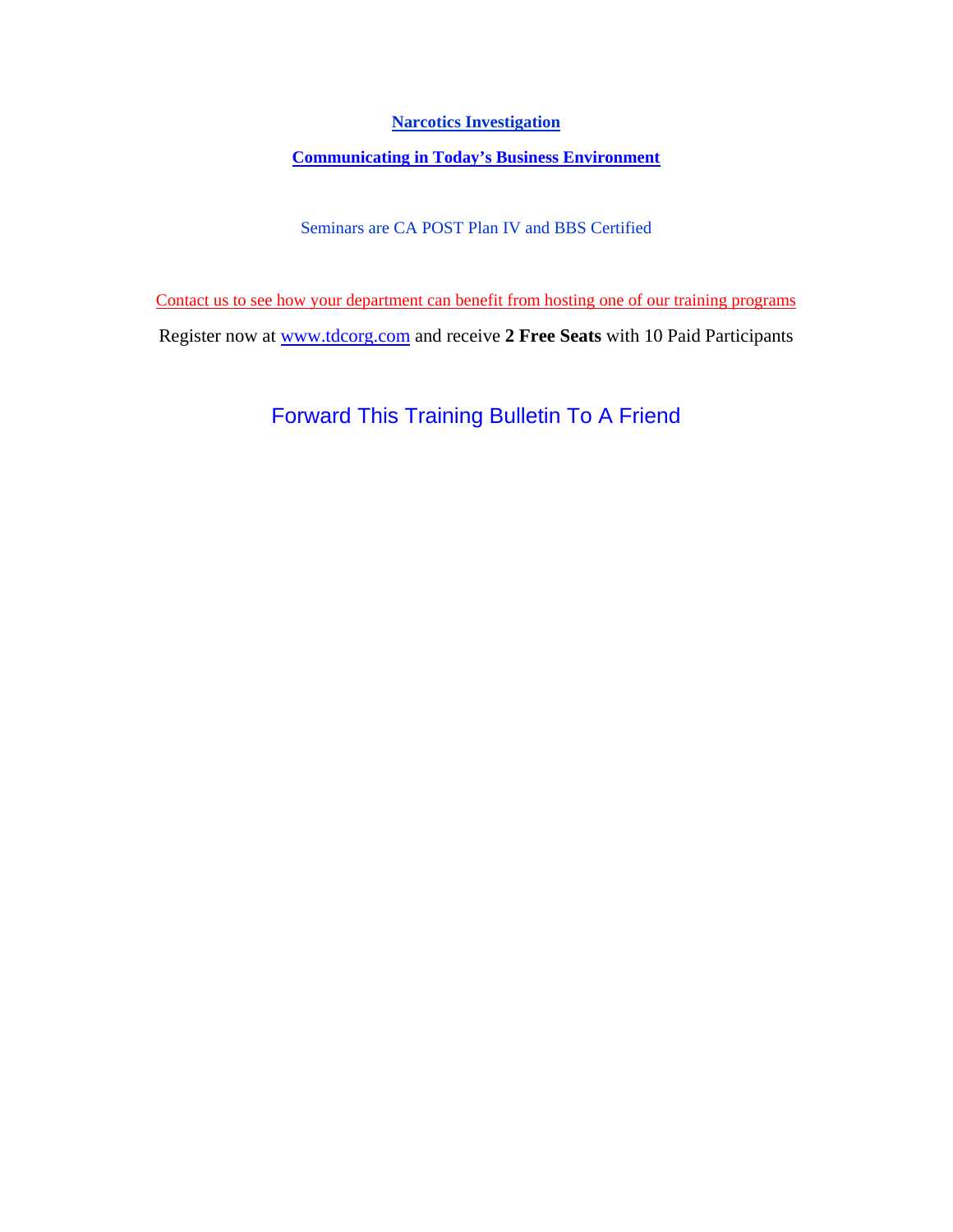**Narcotics Investigation**

**Communicating in Today's Business Environment**

Seminars are CA POST Plan IV and BBS Certified

Contact us to see how your department can benefit from hosting one of our training programs

Register now at www.tdcorg.com and receive **2 Free Seats** with 10 Paid Participants

Forward This Training Bulletin To A Friend